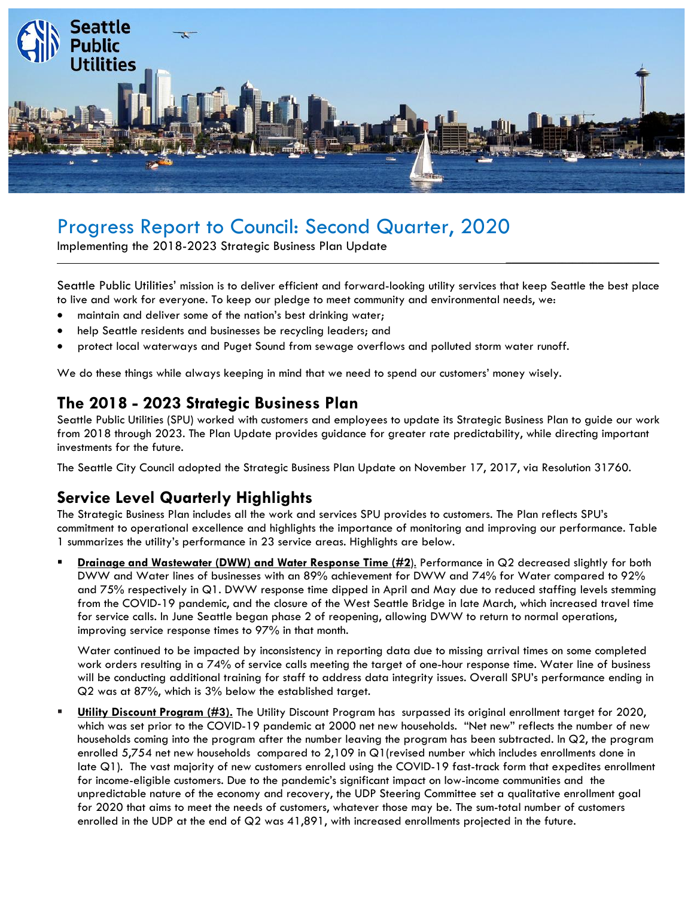# Progress Report to Council: Second Quarter, 2020

Implementing the 2018-2023 Strategic Business Plan Update

Seattle Public Utilities' mission is to deliver efficient and forward-looking utility services that keep Seattle the best place to live and work for everyone. To keep our pledge to meet community and environmental needs, we:

- maintain and deliver some of the nation's best drinking water;
- help Seattle residents and businesses be recycling leaders; and
- protect local waterways and Puget Sound from sewage overflows and polluted storm water runoff.

We do these things while always keeping in mind that we need to spend our customers' money wisely.

## The 2018 - 2023 Strategic Business Plan

Seattle Public Utilities (SPU) worked with customers and employees to update its Strategic Business Plan to guide our work from 2018 through 2023. The Plan Update provides guidance for greater rate predictability, while directing important investments for the future.

The Seattle City Council adopted the Strategic Business Plan Update on November 17, 2017, via Resolution 31760.

## Service Level Quarterly Highlights

The Strategic Business Plan includes all the work and services SPU provides to customers. The Plan reflects SPU's commitment to operational excellence and highlights the importance of monitoring and improving our performance. Table 1 summarizes the utility's performance in 23 service areas. Highlights are below.

- **Drainage and Wastewater (DWW) and Water Response Time (#2)**. Performance in Q2 decreased slightly for both DWW and Water lines of businesses with an 89% achievement for DWW and 74% for Water compared to 92% and 75% respectively in Q1. DWW response time dipped in April and May due to reduced staffing levels stemming from the COVID-19 pandemic, and the closure of the West Seattle Bridge in late March, which increased travel time for service calls. In June Seattle began phase 2 of reopening, allowing DWW to return to normal operations, improving service response times to 97% in that month.

  Water continued to be impacted by inconsistency in reporting data due to missing arrival times on some completed work orders resulting in a 74% of service calls meeting the target of one-hour response time. Water line of business will be conducting additional training for staff to address data integrity issues. Overall SPU's performance ending in Q2 was at 87%, which is 3% below the established target.

- **Utility Discount Program (#3).** The Utility Discount Program has surpassed its original enrollment target for 2020, which was set prior to the COVID-19 pandemic at 2000 net new households. "Net new" reflects the number of new households coming into the program after the number leaving the program has been subtracted. In Q2, the program enrolled 5,754 net new households compared to 2,109 in Q1(revised number which includes enrollments done in late Q1). The vast majority of new customers enrolled using the COVID-19 fast-track form that expedites enrollment for income-eligible customers. Due to the pandemic's significant impact on low-income communities and the unpredictable nature of the economy and recovery, the UDP Steering Committee set a qualitative enrollment goal for 2020 that aims to meet the needs of customers, whatever those may be. The sum-total number of customers enrolled in the UDP at the end of Q2 was 41,891, with increased enrollments projected in the future.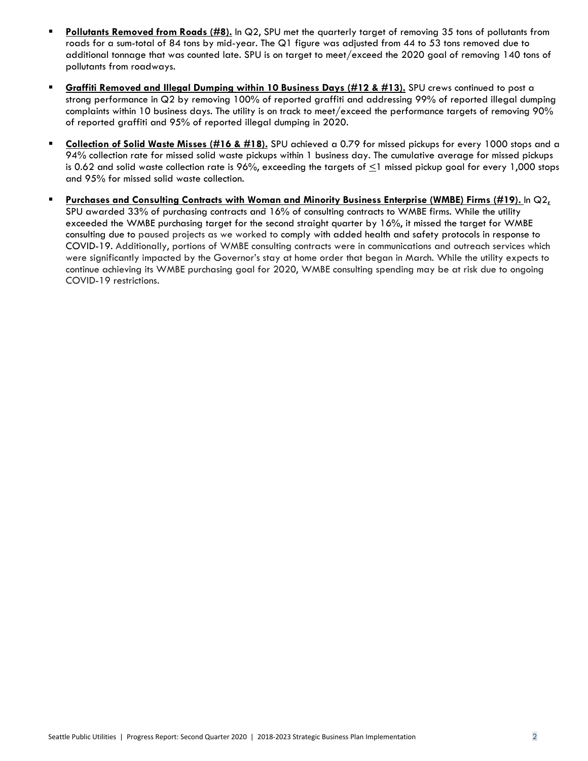- **Pollutants Removed from Roads (#8).** In Q2, SPU met the quarterly target of removing 35 tons of pollutants from roads for a sum-total of 84 tons by mid-year. The Q1 figure was adjusted from 44 to 53 tons removed due to additional tonnage that was counted late. SPU is on target to meet/exceed the 2020 goal of removing 140 tons of pollutants from roadways.

- **Graffiti Removed and Illegal Dumping within 10 Business Days (#12 & #13).** SPU crews continued to post a strong performance in Q2 by removing 100% of reported graffiti and addressing 99% of reported illegal dumping complaints within 10 business days. The utility is on track to meet/exceed the performance targets of removing 90% of reported graffiti and 95% of reported illegal dumping in 2020.

- **Collection of Solid Waste Misses (#16 & #18).** SPU achieved a 0.79 for missed pickups for every 1000 stops and a 94% collection rate for missed solid waste pickups within 1 business day. The cumulative average for missed pickups is 0.62 and solid waste collection rate is 96%, exceeding the targets of ≤1 missed pickup goal for every 1,000 stops and 95% for missed solid waste collection.

- **Purchases and Consulting Contracts with Woman and Minority Business Enterprise (WMBE) Firms (#19).** In Q2, SPU awarded 33% of purchasing contracts and 16% of consulting contracts to WMBE firms. While the utility exceeded the WMBE purchasing target for the second straight quarter by 16%, it missed the target for WMBE consulting due to paused projects as we worked to comply with added health and safety protocols in response to COVID-19. Additionally, portions of WMBE consulting contracts were in communications and outreach services which were significantly impacted by the Governor's stay at home order that began in March. While the utility expects to continue achieving its WMBE purchasing goal for 2020, WMBE consulting spending may be at risk due to ongoing COVID-19 restrictions.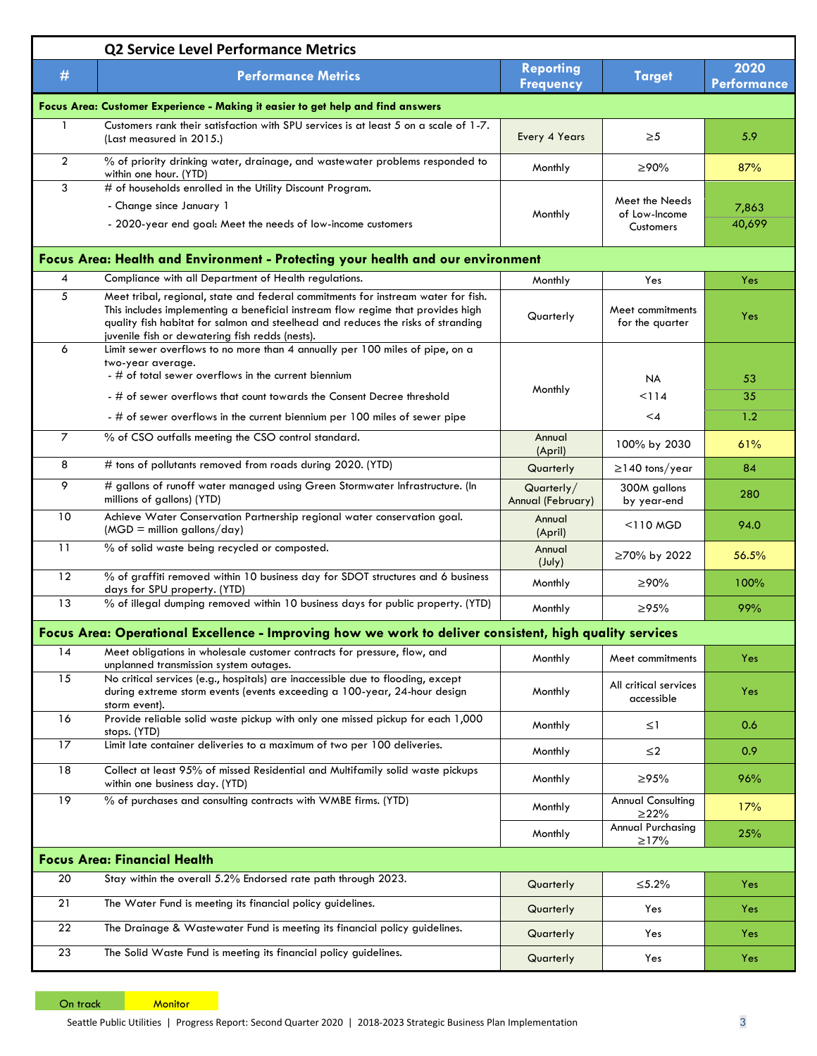## Q2 Service Level Performance Metrics

| # | Performance Metrics | Reporting Frequency | Target | 2020 Performance |
|---|---|---|---|---|
| **Focus Area: Customer Experience - Making it easier to get help and find answers** | | | | |
| 1 | Customers rank their satisfaction with SPU services is at least 5 on a scale of 1-7. (Last measured in 2015.) | Every 4 Years | ≥5 | 5.9 |
| 2 | % of priority drinking water, drainage, and wastewater problems responded to within one hour. (YTD) | Monthly | ≥90% | 87% |
| 3 | # of households enrolled in the Utility Discount Program.<br>- Change since January 1<br>- 2020-year end goal: Meet the needs of low-income customers | Monthly | Meet the Needs of Low-Income Customers | 7,863<br>40,699 |
| **Focus Area: Health and Environment - Protecting your health and our environment** | | | | |
| 4 | Compliance with all Department of Health regulations. | Monthly | Yes | Yes |
| 5 | Meet tribal, regional, state and federal commitments for instream water for fish. This includes implementing a beneficial instream flow regime that provides high quality fish habitat for salmon and steelhead and reduces the risks of stranding juvenile fish or dewatering fish redds (nests). | Quarterly | Meet commitments for the quarter | Yes |
| 6 | Limit sewer overflows to no more than 4 annually per 100 miles of pipe, on a two-year average.<br>- # of total sewer overflows in the current biennium<br>- # of sewer overflows that count towards the Consent Decree threshold<br>- # of sewer overflows in the current biennium per 100 miles of sewer pipe | Monthly | NA<br><114<br><4 | 53<br>35<br>1.2 |
| 7 | % of CSO outfalls meeting the CSO control standard. | Annual (April) | 100% by 2030 | 61% |
| 8 | # tons of pollutants removed from roads during 2020. (YTD) | Quarterly | ≥140 tons/year | 84 |
| 9 | # gallons of runoff water managed using Green Stormwater Infrastructure. (In millions of gallons) (YTD) | Quarterly/ Annual (February) | 300M gallons by year-end | 280 |
| 10 | Achieve Water Conservation Partnership regional water conservation goal. (MGD = million gallons/day) | Annual (April) | <110 MGD | 94.0 |
| 11 | % of solid waste being recycled or composted. | Annual (July) | ≥70% by 2022 | 56.5% |
| 12 | % of graffiti removed within 10 business day for SDOT structures and 6 business days for SPU property. (YTD) | Monthly | ≥90% | 100% |
| 13 | % of illegal dumping removed within 10 business days for public property. (YTD) | Monthly | ≥95% | 99% |
| **Focus Area: Operational Excellence - Improving how we work to deliver consistent, high quality services** | | | | |
| 14 | Meet obligations in wholesale customer contracts for pressure, flow, and unplanned transmission system outages. | Monthly | Meet commitments | Yes |
| 15 | No critical services (e.g., hospitals) are inaccessible due to flooding, except during extreme storm events (events exceeding a 100-year, 24-hour design storm event). | Monthly | All critical services accessible | Yes |
| 16 | Provide reliable solid waste pickup with only one missed pickup for each 1,000 stops. (YTD) | Monthly | ≤1 | 0.6 |
| 17 | Limit late container deliveries to a maximum of two per 100 deliveries. | Monthly | ≤2 | 0.9 |
| 18 | Collect at least 95% of missed Residential and Multifamily solid waste pickups within one business day. (YTD) | Monthly | ≥95% | 96% |
| 19 | % of purchases and consulting contracts with WMBE firms. (YTD) | Monthly | Annual Consulting ≥22% | 17% |
| | | Monthly | Annual Purchasing ≥17% | 25% |
| **Focus Area: Financial Health** | | | | |
| 20 | Stay within the overall 5.2% Endorsed rate path through 2023. | Quarterly | ≤5.2% | Yes |
| 21 | The Water Fund is meeting its financial policy guidelines. | Quarterly | Yes | Yes |
| 22 | The Drainage & Wastewater Fund is meeting its financial policy guidelines. | Quarterly | Yes | Yes |
| 23 | The Solid Waste Fund is meeting its financial policy guidelines. | Quarterly | Yes | Yes |

On track | Monitor

Seattle Public Utilities | Progress Report: Second Quarter 2020 | 2018-2023 Strategic Business Plan Implementation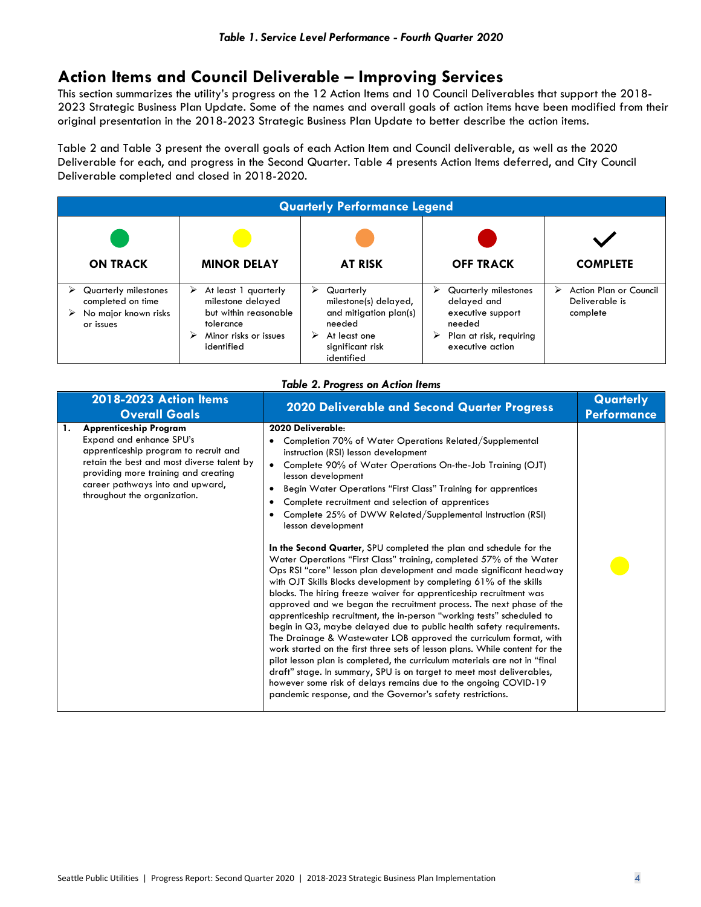*Table 1. Service Level Performance - Fourth Quarter 2020*

## Action Items and Council Deliverable – Improving Services

This section summarizes the utility's progress on the 12 Action Items and 10 Council Deliverables that support the 2018-2023 Strategic Business Plan Update. Some of the names and overall goals of action items have been modified from their original presentation in the 2018-2023 Strategic Business Plan Update to better describe the action items.

Table 2 and Table 3 present the overall goals of each Action Item and Council deliverable, as well as the 2020 Deliverable for each, and progress in the Second Quarter. Table 4 presents Action Items deferred, and City Council Deliverable completed and closed in 2018-2020.

| Quarterly Performance Legend | | | | |
|---|---|---|---|---|
| ON TRACK (green) | MINOR DELAY (yellow) | AT RISK (orange) | OFF TRACK (red) | COMPLETE (✓) |
| ➢ Quarterly milestones completed on time<br>➢ No major known risks or issues | ➢ At least 1 quarterly milestone delayed but within reasonable tolerance<br>➢ Minor risks or issues identified | ➢ Quarterly milestone(s) delayed, and mitigation plan(s) needed<br>➢ At least one significant risk identified | ➢ Quarterly milestones delayed and executive support needed<br>➢ Plan at risk, requiring executive action | ➢ Action Plan or Council Deliverable is complete |

*Table 2. Progress on Action Items*

| 2018-2023 Action Items Overall Goals | 2020 Deliverable and Second Quarter Progress | Quarterly Performance |
|---|---|---|
| **1. Apprenticeship Program**<br>Expand and enhance SPU's apprenticeship program to recruit and retain the best and most diverse talent by providing more training and creating career pathways into and upward, throughout the organization. | **2020 Deliverable:**<br>• Completion 70% of Water Operations Related/Supplemental instruction (RSI) lesson development<br>• Complete 90% of Water Operations On-the-Job Training (OJT) lesson development<br>• Begin Water Operations "First Class" Training for apprentices<br>• Complete recruitment and selection of apprentices<br>• Complete 25% of DWW Related/Supplemental Instruction (RSI) lesson development<br><br>**In the Second Quarter**, SPU completed the plan and schedule for the Water Operations "First Class" training, completed 57% of the Water Ops RSI "core" lesson plan development and made significant headway with OJT Skills Blocks development by completing 61% of the skills blocks. The hiring freeze waiver for apprenticeship recruitment was approved and we began the recruitment process. The next phase of the apprenticeship recruitment, the in-person "working tests" scheduled to begin in Q3, maybe delayed due to public health safety requirements. The Drainage & Wastewater LOB approved the curriculum format, with work started on the first three sets of lesson plans. While content for the pilot lesson plan is completed, the curriculum materials are not in "final draft" stage. In summary, SPU is on target to meet most deliverables, however some risk of delays remains due to the ongoing COVID-19 pandemic response, and the Governor's safety restrictions. | Minor Delay (yellow) |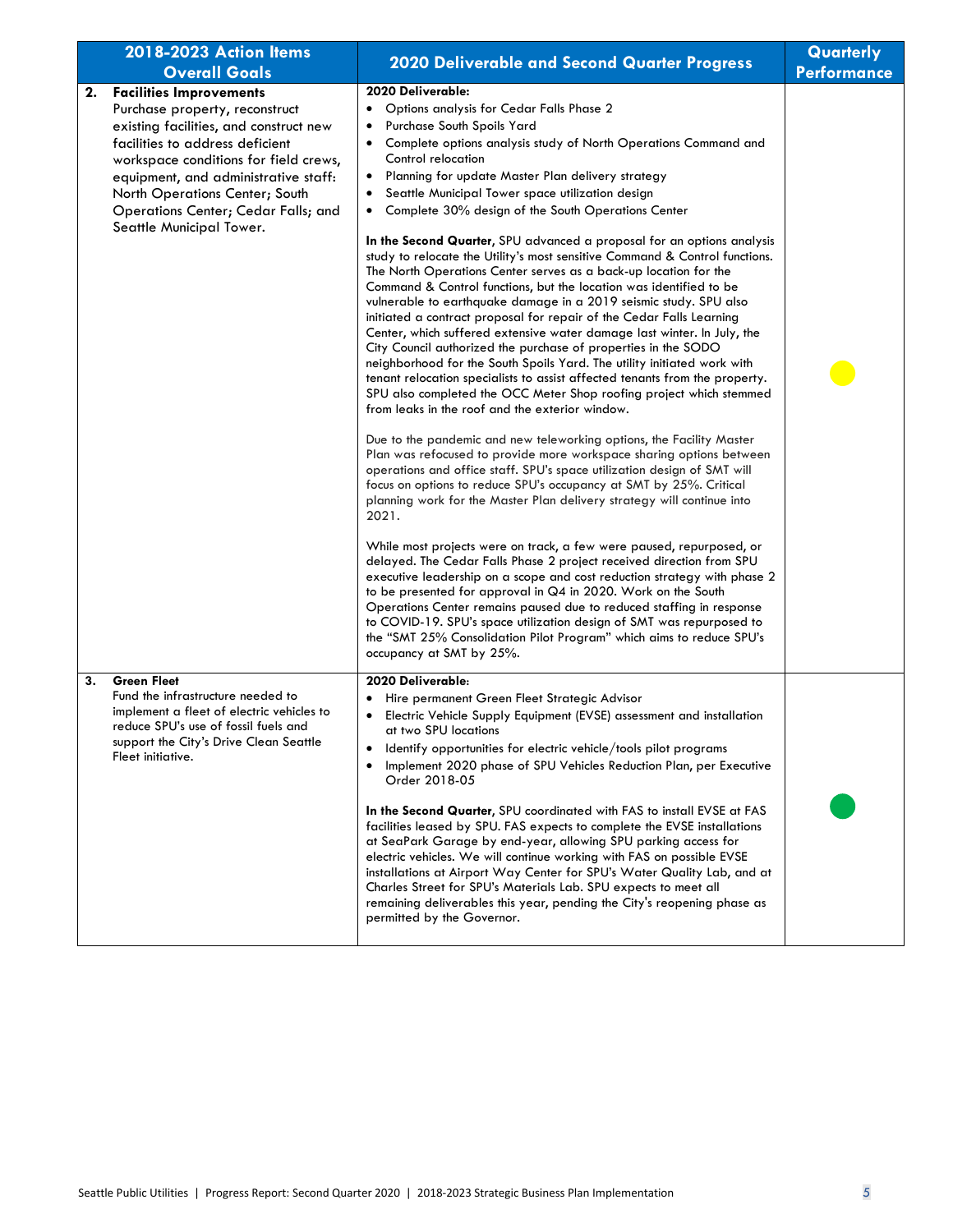| 2018-2023 Action Items Overall Goals | 2020 Deliverable and Second Quarter Progress | Quarterly Performance |
|---|---|---|
| **2. Facilities Improvements**<br>Purchase property, reconstruct existing facilities, and construct new facilities to address deficient workspace conditions for field crews, equipment, and administrative staff: North Operations Center; South Operations Center; Cedar Falls; and Seattle Municipal Tower. | **2020 Deliverable:**<br>• Options analysis for Cedar Falls Phase 2<br>• Purchase South Spoils Yard<br>• Complete options analysis study of North Operations Command and Control relocation<br>• Planning for update Master Plan delivery strategy<br>• Seattle Municipal Tower space utilization design<br>• Complete 30% design of the South Operations Center<br><br>**In the Second Quarter,** SPU advanced a proposal for an options analysis study to relocate the Utility's most sensitive Command & Control functions. The North Operations Center serves as a back-up location for the Command & Control functions, but the location was identified to be vulnerable to earthquake damage in a 2019 seismic study. SPU also initiated a contract proposal for repair of the Cedar Falls Learning Center, which suffered extensive water damage last winter. In July, the City Council authorized the purchase of properties in the SODO neighborhood for the South Spoils Yard. The utility initiated work with tenant relocation specialists to assist affected tenants from the property. SPU also completed the OCC Meter Shop roofing project which stemmed from leaks in the roof and the exterior window.<br><br>Due to the pandemic and new teleworking options, the Facility Master Plan was refocused to provide more workspace sharing options between operations and office staff. SPU's space utilization design of SMT will focus on options to reduce SPU's occupancy at SMT by 25%. Critical planning work for the Master Plan delivery strategy will continue into 2021.<br><br>While most projects were on track, a few were paused, repurposed, or delayed. The Cedar Falls Phase 2 project received direction from SPU executive leadership on a scope and cost reduction strategy with phase 2 to be presented for approval in Q4 in 2020. Work on the South Operations Center remains paused due to reduced staffing in response to COVID-19. SPU's space utilization design of SMT was repurposed to the "SMT 25% Consolidation Pilot Program" which aims to reduce SPU's occupancy at SMT by 25%. | Yellow |
| **3. Green Fleet**<br>Fund the infrastructure needed to implement a fleet of electric vehicles to reduce SPU's use of fossil fuels and support the City's Drive Clean Seattle Fleet initiative. | **2020 Deliverable:**<br>• Hire permanent Green Fleet Strategic Advisor<br>• Electric Vehicle Supply Equipment (EVSE) assessment and installation at two SPU locations<br>• Identify opportunities for electric vehicle/tools pilot programs<br>• Implement 2020 phase of SPU Vehicles Reduction Plan, per Executive Order 2018-05<br><br>**In the Second Quarter,** SPU coordinated with FAS to install EVSE at FAS facilities leased by SPU. FAS expects to complete the EVSE installations at SeaPark Garage by end-year, allowing SPU parking access for electric vehicles. We will continue working with FAS on possible EVSE installations at Airport Way Center for SPU's Water Quality Lab, and at Charles Street for SPU's Materials Lab. SPU expects to meet all remaining deliverables this year, pending the City's reopening phase as permitted by the Governor. | Green |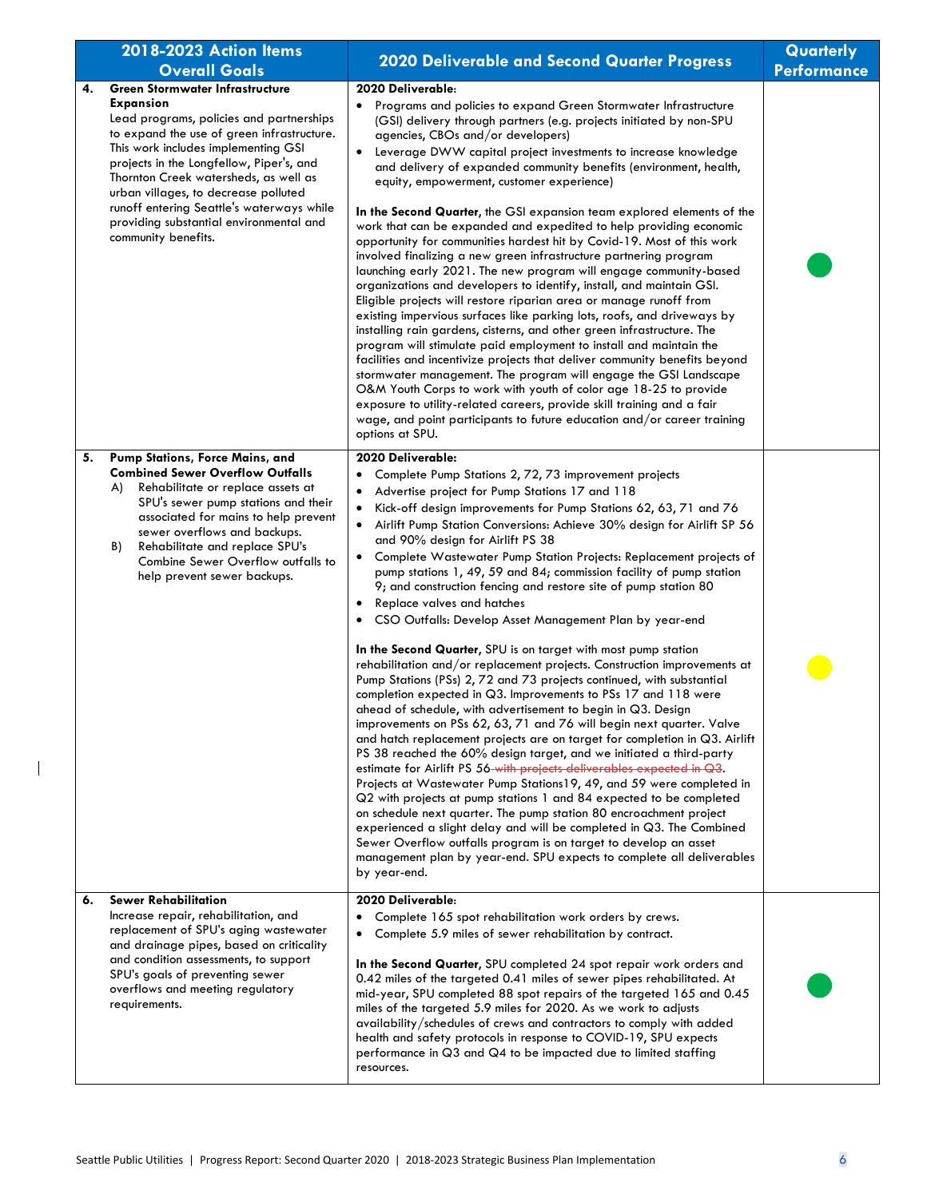| 2018-2023 Action Items Overall Goals | 2020 Deliverable and Second Quarter Progress | Quarterly Performance |
|---|---|---|
| **4. Green Stormwater Infrastructure Expansion**<br>Lead programs, policies and partnerships to expand the use of green infrastructure. This work includes implementing GSI projects in the Longfellow, Piper's, and Thornton Creek watersheds, as well as urban villages, to decrease polluted runoff entering Seattle's waterways while providing substantial environmental and community benefits. | **2020 Deliverable:**<br>• Programs and policies to expand Green Stormwater Infrastructure (GSI) delivery through partners (e.g. projects initiated by non-SPU agencies, CBOs and/or developers)<br>• Leverage DWW capital project investments to increase knowledge and delivery of expanded community benefits (environment, health, equity, empowerment, customer experience)<br><br>**In the Second Quarter,** the GSI expansion team explored elements of the work that can be expanded and expedited to help providing economic opportunity for communities hardest hit by Covid-19. Most of this work involved finalizing a new green infrastructure partnering program launching early 2021. The new program will engage community-based organizations and developers to identify, install, and maintain GSI. Eligible projects will restore riparian area or manage runoff from existing impervious surfaces like parking lots, roofs, and driveways by installing rain gardens, cisterns, and other green infrastructure. The program will stimulate paid employment to install and maintain the facilities and incentivize projects that deliver community benefits beyond stormwater management. The program will engage the GSI Landscape O&M Youth Corps to work with youth of color age 18-25 to provide exposure to utility-related careers, provide skill training and a fair wage, and point participants to future education and/or career training options at SPU. | Green |
| **5. Pump Stations, Force Mains, and Combined Sewer Overflow Outfalls**<br>A) Rehabilitate or replace assets at SPU's sewer pump stations and their associated for mains to help prevent sewer overflows and backups.<br>B) Rehabilitate and replace SPU's Combine Sewer Overflow outfalls to help prevent sewer backups. | **2020 Deliverable:**<br>• Complete Pump Stations 2, 72, 73 improvement projects<br>• Advertise project for Pump Stations 17 and 118<br>• Kick-off design improvements for Pump Stations 62, 63, 71 and 76<br>• Airlift Pump Station Conversions: Achieve 30% design for Airlift SP 56 and 90% design for Airlift PS 38<br>• Complete Wastewater Pump Station Projects: Replacement projects of pump stations 1, 49, 59 and 84; commission facility of pump station 9; and construction fencing and restore site of pump station 80<br>• Replace valves and hatches<br>• CSO Outfalls: Develop Asset Management Plan by year-end<br><br>**In the Second Quarter,** SPU is on target with most pump station rehabilitation and/or replacement projects. Construction improvements at Pump Stations (PSs) 2, 72 and 73 projects continued, with substantial completion expected in Q3. Improvements to PSs 17 and 118 were ahead of schedule, with advertisement to begin in Q3. Design improvements on PSs 62, 63, 71 and 76 will begin next quarter. Valve and hatch replacement projects are on target for completion in Q3. Airlift PS 38 reached the 60% design target, and we initiated a third-party estimate for Airlift PS 56 ~~with projects deliverables expected in Q3~~. Projects at Wastewater Pump Stations19, 49, and 59 were completed in Q2 with projects at pump stations 1 and 84 expected to be completed on schedule next quarter. The pump station 80 encroachment project experienced a slight delay and will be completed in Q3. The Combined Sewer Overflow outfalls program is on target to develop an asset management plan by year-end. SPU expects to complete all deliverables by year-end. | Yellow |
| **6. Sewer Rehabilitation**<br>Increase repair, rehabilitation, and replacement of SPU's aging wastewater and drainage pipes, based on criticality and condition assessments, to support SPU's goals of preventing sewer overflows and meeting regulatory requirements. | **2020 Deliverable:**<br>• Complete 165 spot rehabilitation work orders by crews.<br>• Complete 5.9 miles of sewer rehabilitation by contract.<br><br>**In the Second Quarter,** SPU completed 24 spot repair work orders and 0.42 miles of the targeted 0.41 miles of sewer pipes rehabilitated. At mid-year, SPU completed 88 spot repairs of the targeted 165 and 0.45 miles of the targeted 5.9 miles for 2020. As we work to adjusts availability/schedules of crews and contractors to comply with added health and safety protocols in response to COVID-19, SPU expects performance in Q3 and Q4 to be impacted due to limited staffing resources. | Green |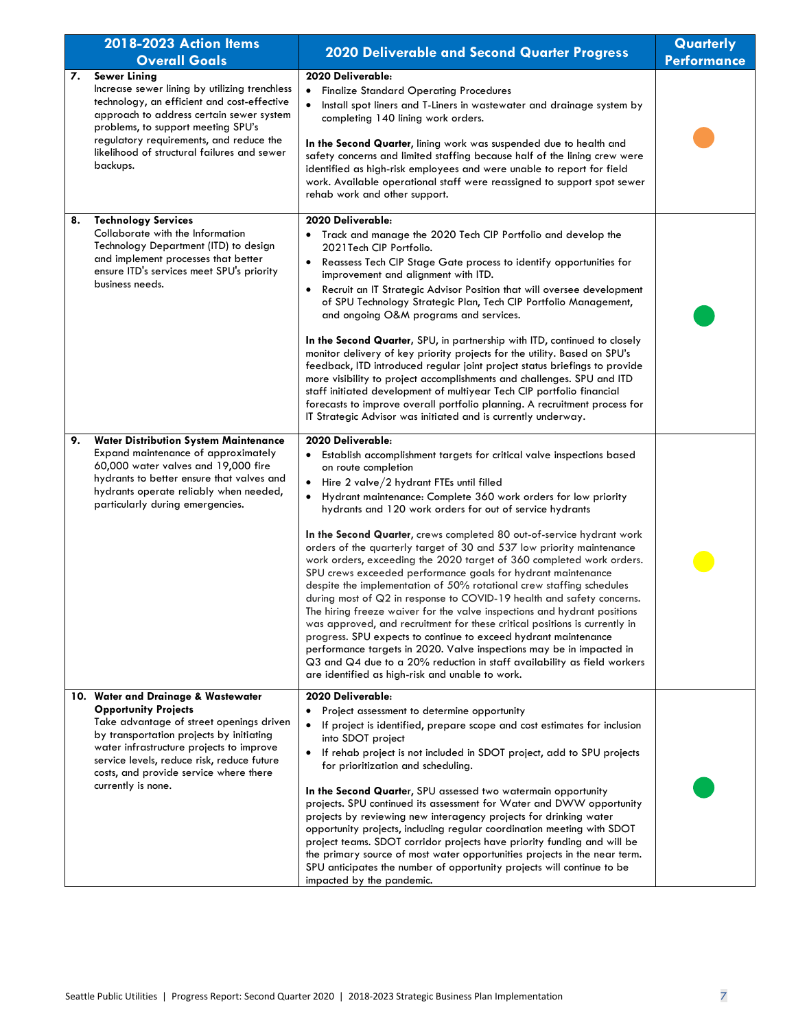| 2018-2023 Action Items Overall Goals | 2020 Deliverable and Second Quarter Progress | Quarterly Performance |
|---|---|---|
| **7. Sewer Lining**<br>Increase sewer lining by utilizing trenchless technology, an efficient and cost-effective approach to address certain sewer system problems, to support meeting SPU's regulatory requirements, and reduce the likelihood of structural failures and sewer backups. | **2020 Deliverable:**<br>• Finalize Standard Operating Procedures<br>• Install spot liners and T-Liners in wastewater and drainage system by completing 140 lining work orders.<br><br>**In the Second Quarter**, lining work was suspended due to health and safety concerns and limited staffing because half of the lining crew were identified as high-risk employees and were unable to report for field work. Available operational staff were reassigned to support spot sewer rehab work and other support. | Orange |
| **8. Technology Services**<br>Collaborate with the Information Technology Department (ITD) to design and implement processes that better ensure ITD's services meet SPU's priority business needs. | **2020 Deliverable:**<br>• Track and manage the 2020 Tech CIP Portfolio and develop the 2021Tech CIP Portfolio.<br>• Reassess Tech CIP Stage Gate process to identify opportunities for improvement and alignment with ITD.<br>• Recruit an IT Strategic Advisor Position that will oversee development of SPU Technology Strategic Plan, Tech CIP Portfolio Management, and ongoing O&M programs and services.<br><br>**In the Second Quarter**, SPU, in partnership with ITD, continued to closely monitor delivery of key priority projects for the utility. Based on SPU's feedback, ITD introduced regular joint project status briefings to provide more visibility to project accomplishments and challenges. SPU and ITD staff initiated development of multiyear Tech CIP portfolio financial forecasts to improve overall portfolio planning. A recruitment process for IT Strategic Advisor was initiated and is currently underway. | Green |
| **9. Water Distribution System Maintenance**<br>Expand maintenance of approximately 60,000 water valves and 19,000 fire hydrants to better ensure that valves and hydrants operate reliably when needed, particularly during emergencies. | **2020 Deliverable:**<br>• Establish accomplishment targets for critical valve inspections based on route completion<br>• Hire 2 valve/2 hydrant FTEs until filled<br>• Hydrant maintenance: Complete 360 work orders for low priority hydrants and 120 work orders for out of service hydrants<br><br>**In the Second Quarter**, crews completed 80 out-of-service hydrant work orders of the quarterly target of 30 and 537 low priority maintenance work orders, exceeding the 2020 target of 360 completed work orders. SPU crews exceeded performance goals for hydrant maintenance despite the implementation of 50% rotational crew staffing schedules during most of Q2 in response to COVID-19 health and safety concerns. The hiring freeze waiver for the valve inspections and hydrant positions was approved, and recruitment for these critical positions is currently in progress. SPU expects to continue to exceed hydrant maintenance performance targets in 2020. Valve inspections may be in impacted in Q3 and Q4 due to a 20% reduction in staff availability as field workers are identified as high-risk and unable to work. | Yellow |
| **10. Water and Drainage & Wastewater Opportunity Projects**<br>Take advantage of street openings driven by transportation projects by initiating water infrastructure projects to improve service levels, reduce risk, reduce future costs, and provide service where there currently is none. | **2020 Deliverable:**<br>• Project assessment to determine opportunity<br>• If project is identified, prepare scope and cost estimates for inclusion into SDOT project<br>• If rehab project is not included in SDOT project, add to SPU projects for prioritization and scheduling.<br><br>**In the Second Quarter**, SPU assessed two watermain opportunity projects. SPU continued its assessment for Water and DWW opportunity projects by reviewing new interagency projects for drinking water opportunity projects, including regular coordination meeting with SDOT project teams. SDOT corridor projects have priority funding and will be the primary source of most water opportunities projects in the near term. SPU anticipates the number of opportunity projects will continue to be impacted by the pandemic. | Green |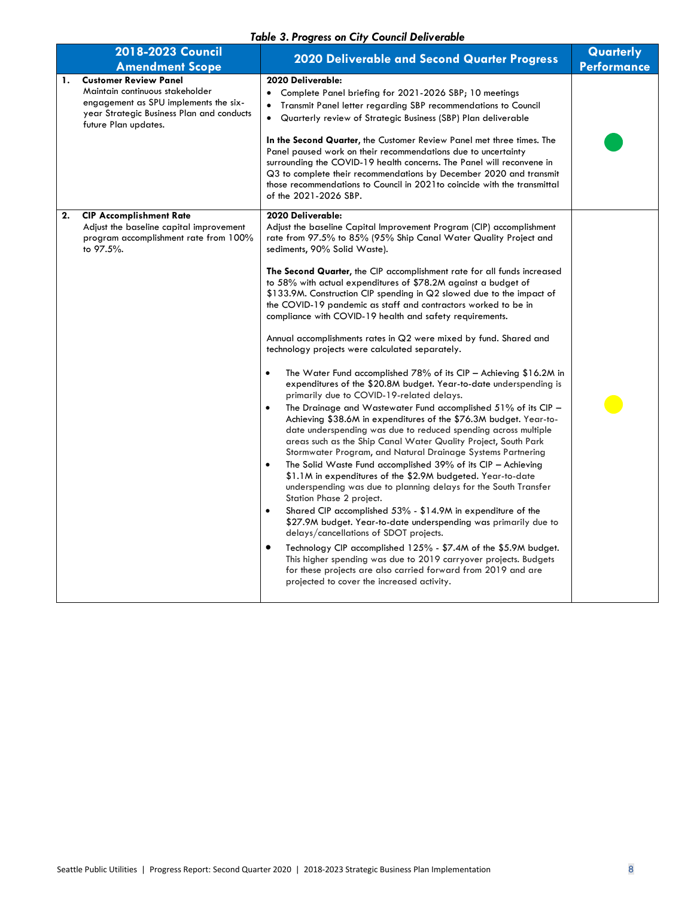*Table 3. Progress on City Council Deliverable*

| 2018-2023 Council Amendment Scope | 2020 Deliverable and Second Quarter Progress | Quarterly Performance |
|---|---|---|
| **1. Customer Review Panel**<br>Maintain continuous stakeholder engagement as SPU implements the six-year Strategic Business Plan and conducts future Plan updates. | **2020 Deliverable:**<br>• Complete Panel briefing for 2021-2026 SBP; 10 meetings<br>• Transmit Panel letter regarding SBP recommendations to Council<br>• Quarterly review of Strategic Business (SBP) Plan deliverable<br><br>**In the Second Quarter,** the Customer Review Panel met three times. The Panel paused work on their recommendations due to uncertainty surrounding the COVID-19 health concerns. The Panel will reconvene in Q3 to complete their recommendations by December 2020 and transmit those recommendations to Council in 2021to coincide with the transmittal of the 2021-2026 SBP. | Green |
| **2. CIP Accomplishment Rate**<br>Adjust the baseline capital improvement program accomplishment rate from 100% to 97.5%. | **2020 Deliverable:**<br>Adjust the baseline Capital Improvement Program (CIP) accomplishment rate from 97.5% to 85% (95% Ship Canal Water Quality Project and sediments, 90% Solid Waste).<br><br>**The Second Quarter,** the CIP accomplishment rate for all funds increased to 58% with actual expenditures of $78.2M against a budget of $133.9M. Construction CIP spending in Q2 slowed due to the impact of the COVID-19 pandemic as staff and contractors worked to be in compliance with COVID-19 health and safety requirements.<br><br>Annual accomplishments rates in Q2 were mixed by fund. Shared and technology projects were calculated separately.<br><br>• The Water Fund accomplished 78% of its CIP – Achieving $16.2M in expenditures of the $20.8M budget. Year-to-date underspending is primarily due to COVID-19-related delays.<br>• The Drainage and Wastewater Fund accomplished 51% of its CIP – Achieving $38.6M in expenditures of the $76.3M budget. Year-to-date underspending was due to reduced spending across multiple areas such as the Ship Canal Water Quality Project, South Park Stormwater Program, and Natural Drainage Systems Partnering<br>• The Solid Waste Fund accomplished 39% of its CIP – Achieving $1.1M in expenditures of the $2.9M budgeted. Year-to-date underspending was due to planning delays for the South Transfer Station Phase 2 project.<br>• Shared CIP accomplished 53% - $14.9M in expenditure of the $27.9M budget. Year-to-date underspending was primarily due to delays/cancellations of SDOT projects.<br>• Technology CIP accomplished 125% - $7.4M of the $5.9M budget. This higher spending was due to 2019 carryover projects. Budgets for these projects are also carried forward from 2019 and are projected to cover the increased activity. | Yellow |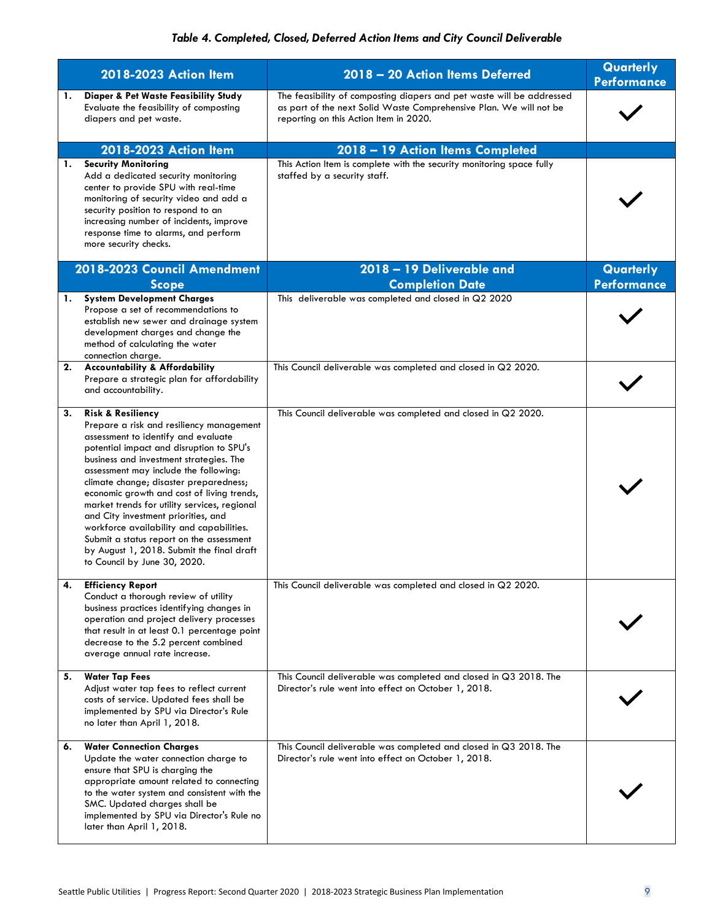*Table 4. Completed, Closed, Deferred Action Items and City Council Deliverable*

| 2018-2023 Action Item | 2018 – 20 Action Items Deferred | Quarterly Performance |
|---|---|---|
| 1. **Diaper & Pet Waste Feasibility Study** Evaluate the feasibility of composting diapers and pet waste. | The feasibility of composting diapers and pet waste will be addressed as part of the next Solid Waste Comprehensive Plan. We will not be reporting on this Action Item in 2020. | ✓ |
| **2018-2023 Action Item** | **2018 – 19 Action Items Completed** | |
| 1. **Security Monitoring** Add a dedicated security monitoring center to provide SPU with real-time monitoring of security video and add a security position to respond to an increasing number of incidents, improve response time to alarms, and perform more security checks. | This Action Item is complete with the security monitoring space fully staffed by a security staff. | ✓ |
| **2018-2023 Council Amendment Scope** | **2018 – 19 Deliverable and Completion Date** | **Quarterly Performance** |
| 1. **System Development Charges** Propose a set of recommendations to establish new sewer and drainage system development charges and change the method of calculating the water connection charge. | This deliverable was completed and closed in Q2 2020 | ✓ |
| 2. **Accountability & Affordability** Prepare a strategic plan for affordability and accountability. | This Council deliverable was completed and closed in Q2 2020. | ✓ |
| 3. **Risk & Resiliency** Prepare a risk and resiliency management assessment to identify and evaluate potential impact and disruption to SPU's business and investment strategies. The assessment may include the following: climate change; disaster preparedness; economic growth and cost of living trends, market trends for utility services, regional and City investment priorities, and workforce availability and capabilities. Submit a status report on the assessment by August 1, 2018. Submit the final draft to Council by June 30, 2020. | This Council deliverable was completed and closed in Q2 2020. | ✓ |
| 4. **Efficiency Report** Conduct a thorough review of utility business practices identifying changes in operation and project delivery processes that result in at least 0.1 percentage point decrease to the 5.2 percent combined average annual rate increase. | This Council deliverable was completed and closed in Q2 2020. | ✓ |
| 5. **Water Tap Fees** Adjust water tap fees to reflect current costs of service. Updated fees shall be implemented by SPU via Director's Rule no later than April 1, 2018. | This Council deliverable was completed and closed in Q3 2018. The Director's rule went into effect on October 1, 2018. | ✓ |
| 6. **Water Connection Charges** Update the water connection charge to ensure that SPU is charging the appropriate amount related to connecting to the water system and consistent with the SMC. Updated charges shall be implemented by SPU via Director's Rule no later than April 1, 2018. | This Council deliverable was completed and closed in Q3 2018. The Director's rule went into effect on October 1, 2018. | ✓ |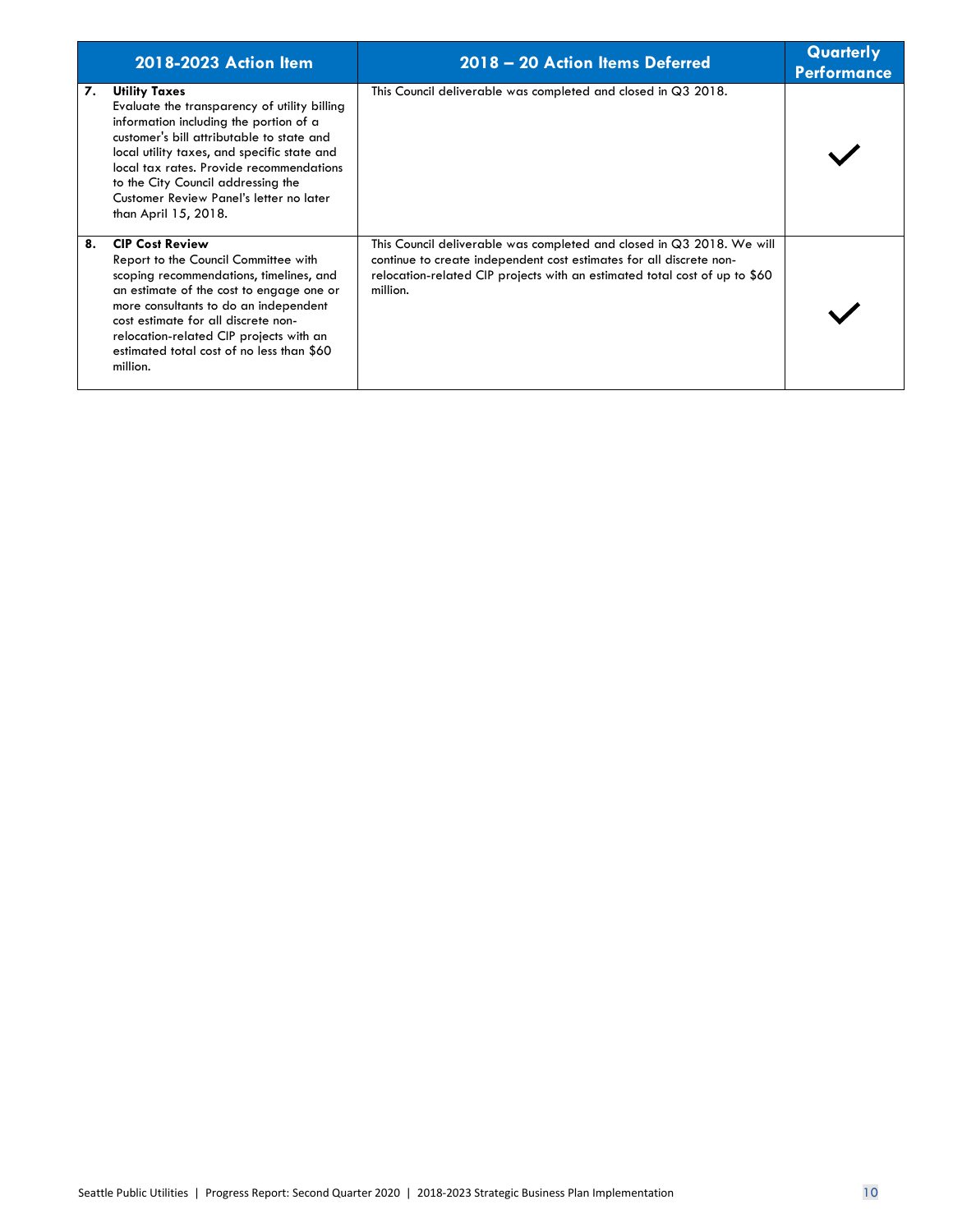| 2018-2023 Action Item | 2018 – 20 Action Items Deferred | Quarterly Performance |
|---|---|---|
| **7. Utility Taxes** Evaluate the transparency of utility billing information including the portion of a customer's bill attributable to state and local utility taxes, and specific state and local tax rates. Provide recommendations to the City Council addressing the Customer Review Panel's letter no later than April 15, 2018. | This Council deliverable was completed and closed in Q3 2018. | ✓ |
| **8. CIP Cost Review** Report to the Council Committee with scoping recommendations, timelines, and an estimate of the cost to engage one or more consultants to do an independent cost estimate for all discrete non-relocation-related CIP projects with an estimated total cost of no less than $60 million. | This Council deliverable was completed and closed in Q3 2018. We will continue to create independent cost estimates for all discrete non-relocation-related CIP projects with an estimated total cost of up to $60 million. | ✓ |